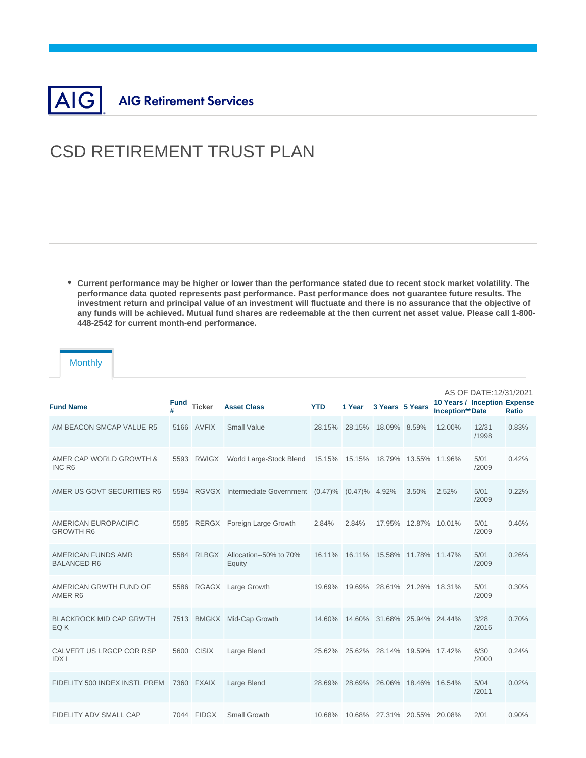AIG Retirement Services

# CSD RETIREMENT TRUST PLAN

- **Current performance may be higher or lower than the performance stated due to recent stock market volatility. The performance data quoted represents past performance. Past performance does not guarantee future results. The investment return and principal value of an investment will fluctuate and there is no assurance that the objective of any funds will be achieved. Mutual fund shares are redeemable at the then current net asset value. Please call 1-800-448-2542 for current month-end performance.**

Monthly

AS OF DATE:12/31/2021

| Fund Name | Fund # | Ticker | Asset Class | YTD | 1 Year | 3 Years | 5 Years | 10 Years / Inception** | Inception Date | Expense Ratio |
|---|---|---|---|---|---|---|---|---|---|---|
| AM BEACON SMCAP VALUE R5 | 5166 | AVFIX | Small Value | 28.15% | 28.15% | 18.09% | 8.59% | 12.00% | 12/31/1998 | 0.83% |
| AMER CAP WORLD GROWTH & INC R6 | 5593 | RWIGX | World Large-Stock Blend | 15.15% | 15.15% | 18.79% | 13.55% | 11.96% | 5/01/2009 | 0.42% |
| AMER US GOVT SECURITIES R6 | 5594 | RGVGX | Intermediate Government | (0.47)% | (0.47)% | 4.92% | 3.50% | 2.52% | 5/01/2009 | 0.22% |
| AMERICAN EUROPACIFIC GROWTH R6 | 5585 | RERGX | Foreign Large Growth | 2.84% | 2.84% | 17.95% | 12.87% | 10.01% | 5/01/2009 | 0.46% |
| AMERICAN FUNDS AMR BALANCED R6 | 5584 | RLBGX | Allocation--50% to 70% Equity | 16.11% | 16.11% | 15.58% | 11.78% | 11.47% | 5/01/2009 | 0.26% |
| AMERICAN GRWTH FUND OF AMER R6 | 5586 | RGAGX | Large Growth | 19.69% | 19.69% | 28.61% | 21.26% | 18.31% | 5/01/2009 | 0.30% |
| BLACKROCK MID CAP GRWTH EQ K | 7513 | BMGKX | Mid-Cap Growth | 14.60% | 14.60% | 31.68% | 25.94% | 24.44% | 3/28/2016 | 0.70% |
| CALVERT US LRGCP COR RSP IDX I | 5600 | CISIX | Large Blend | 25.62% | 25.62% | 28.14% | 19.59% | 17.42% | 6/30/2000 | 0.24% |
| FIDELITY 500 INDEX INSTL PREM | 7360 | FXAIX | Large Blend | 28.69% | 28.69% | 26.06% | 18.46% | 16.54% | 5/04/2011 | 0.02% |
| FIDELITY ADV SMALL CAP | 7044 | FIDGX | Small Growth | 10.68% | 10.68% | 27.31% | 20.55% | 20.08% | 2/01 | 0.90% |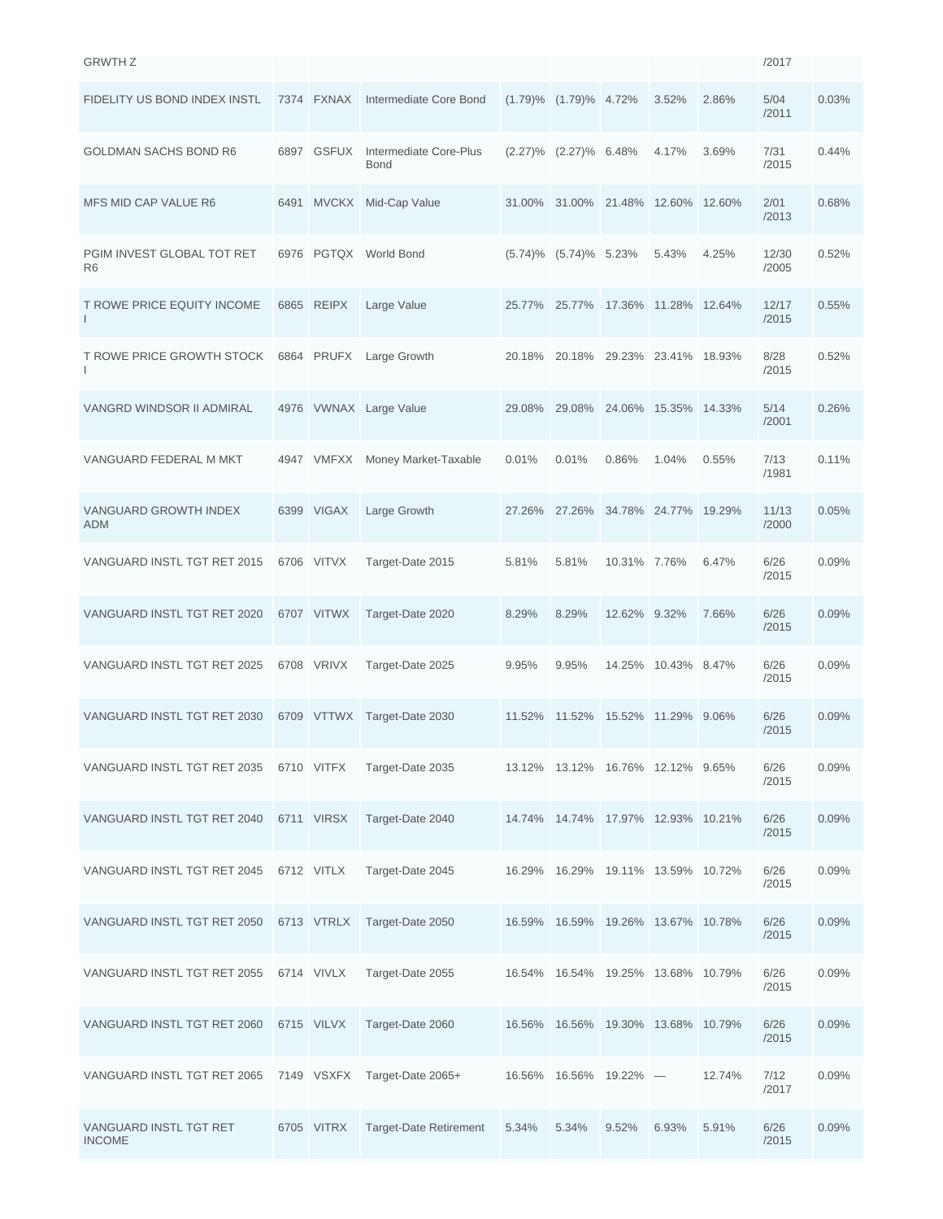| | | | | | | | | | | |
|---|---|---|---|---|---|---|---|---|---|---|
| GRWTH Z | | | | | | | | | /2017 | |
| FIDELITY US BOND INDEX INSTL | 7374 | FXNAX | Intermediate Core Bond | (1.79)% | (1.79)% | 4.72% | 3.52% | 2.86% | 5/04 /2011 | 0.03% |
| GOLDMAN SACHS BOND R6 | 6897 | GSFUX | Intermediate Core-Plus Bond | (2.27)% | (2.27)% | 6.48% | 4.17% | 3.69% | 7/31 /2015 | 0.44% |
| MFS MID CAP VALUE R6 | 6491 | MVCKX | Mid-Cap Value | 31.00% | 31.00% | 21.48% | 12.60% | 12.60% | 2/01 /2013 | 0.68% |
| PGIM INVEST GLOBAL TOT RET R6 | 6976 | PGTQX | World Bond | (5.74)% | (5.74)% | 5.23% | 5.43% | 4.25% | 12/30 /2005 | 0.52% |
| T ROWE PRICE EQUITY INCOME I | 6865 | REIPX | Large Value | 25.77% | 25.77% | 17.36% | 11.28% | 12.64% | 12/17 /2015 | 0.55% |
| T ROWE PRICE GROWTH STOCK I | 6864 | PRUFX | Large Growth | 20.18% | 20.18% | 29.23% | 23.41% | 18.93% | 8/28 /2015 | 0.52% |
| VANGRD WINDSOR II ADMIRAL | 4976 | VWNAX | Large Value | 29.08% | 29.08% | 24.06% | 15.35% | 14.33% | 5/14 /2001 | 0.26% |
| VANGUARD FEDERAL M MKT | 4947 | VMFXX | Money Market-Taxable | 0.01% | 0.01% | 0.86% | 1.04% | 0.55% | 7/13 /1981 | 0.11% |
| VANGUARD GROWTH INDEX ADM | 6399 | VIGAX | Large Growth | 27.26% | 27.26% | 34.78% | 24.77% | 19.29% | 11/13 /2000 | 0.05% |
| VANGUARD INSTL TGT RET 2015 | 6706 | VITVX | Target-Date 2015 | 5.81% | 5.81% | 10.31% | 7.76% | 6.47% | 6/26 /2015 | 0.09% |
| VANGUARD INSTL TGT RET 2020 | 6707 | VITWX | Target-Date 2020 | 8.29% | 8.29% | 12.62% | 9.32% | 7.66% | 6/26 /2015 | 0.09% |
| VANGUARD INSTL TGT RET 2025 | 6708 | VRIVX | Target-Date 2025 | 9.95% | 9.95% | 14.25% | 10.43% | 8.47% | 6/26 /2015 | 0.09% |
| VANGUARD INSTL TGT RET 2030 | 6709 | VTTWX | Target-Date 2030 | 11.52% | 11.52% | 15.52% | 11.29% | 9.06% | 6/26 /2015 | 0.09% |
| VANGUARD INSTL TGT RET 2035 | 6710 | VITFX | Target-Date 2035 | 13.12% | 13.12% | 16.76% | 12.12% | 9.65% | 6/26 /2015 | 0.09% |
| VANGUARD INSTL TGT RET 2040 | 6711 | VIRSX | Target-Date 2040 | 14.74% | 14.74% | 17.97% | 12.93% | 10.21% | 6/26 /2015 | 0.09% |
| VANGUARD INSTL TGT RET 2045 | 6712 | VITLX | Target-Date 2045 | 16.29% | 16.29% | 19.11% | 13.59% | 10.72% | 6/26 /2015 | 0.09% |
| VANGUARD INSTL TGT RET 2050 | 6713 | VTRLX | Target-Date 2050 | 16.59% | 16.59% | 19.26% | 13.67% | 10.78% | 6/26 /2015 | 0.09% |
| VANGUARD INSTL TGT RET 2055 | 6714 | VIVLX | Target-Date 2055 | 16.54% | 16.54% | 19.25% | 13.68% | 10.79% | 6/26 /2015 | 0.09% |
| VANGUARD INSTL TGT RET 2060 | 6715 | VILVX | Target-Date 2060 | 16.56% | 16.56% | 19.30% | 13.68% | 10.79% | 6/26 /2015 | 0.09% |
| VANGUARD INSTL TGT RET 2065 | 7149 | VSXFX | Target-Date 2065+ | 16.56% | 16.56% | 19.22% | — | 12.74% | 7/12 /2017 | 0.09% |
| VANGUARD INSTL TGT RET INCOME | 6705 | VITRX | Target-Date Retirement | 5.34% | 5.34% | 9.52% | 6.93% | 5.91% | 6/26 /2015 | 0.09% |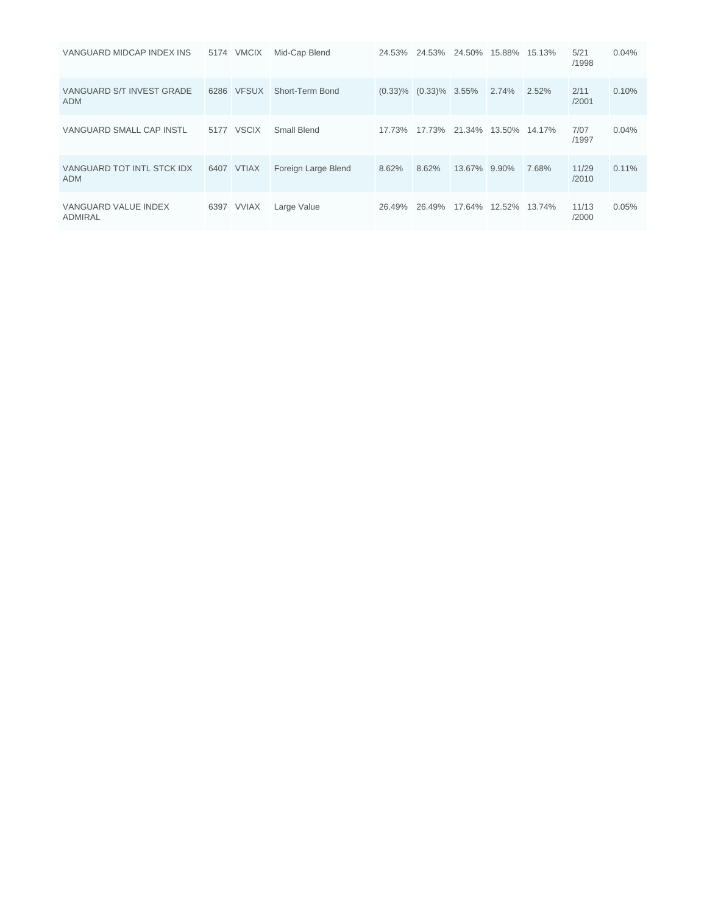| | | | | | | | | | | |
|---|---|---|---|---|---|---|---|---|---|---|
| VANGUARD MIDCAP INDEX INS | 5174 | VMCIX | Mid-Cap Blend | 24.53% | 24.53% | 24.50% | 15.88% | 15.13% | 5/21 /1998 | 0.04% |
| VANGUARD S/T INVEST GRADE ADM | 6286 | VFSUX | Short-Term Bond | (0.33)% | (0.33)% | 3.55% | 2.74% | 2.52% | 2/11 /2001 | 0.10% |
| VANGUARD SMALL CAP INSTL | 5177 | VSCIX | Small Blend | 17.73% | 17.73% | 21.34% | 13.50% | 14.17% | 7/07 /1997 | 0.04% |
| VANGUARD TOT INTL STCK IDX ADM | 6407 | VTIAX | Foreign Large Blend | 8.62% | 8.62% | 13.67% | 9.90% | 7.68% | 11/29 /2010 | 0.11% |
| VANGUARD VALUE INDEX ADMIRAL | 6397 | VVIAX | Large Value | 26.49% | 26.49% | 17.64% | 12.52% | 13.74% | 11/13 /2000 | 0.05% |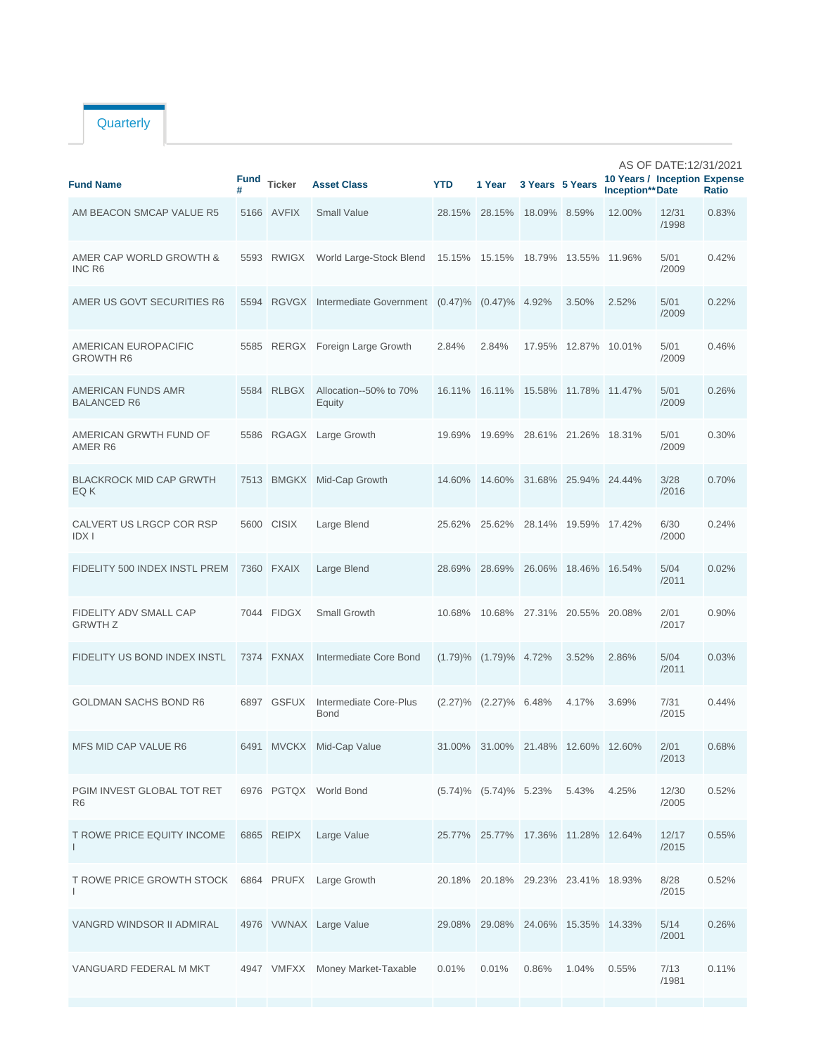Quarterly

AS OF DATE:12/31/2021

| Fund Name | Fund # | Ticker | Asset Class | YTD | 1 Year | 3 Years | 5 Years | 10 Years / Inception** | Inception Date | Expense Ratio |
|---|---|---|---|---|---|---|---|---|---|---|
| AM BEACON SMCAP VALUE R5 | 5166 | AVFIX | Small Value | 28.15% | 28.15% | 18.09% | 8.59% | 12.00% | 12/31 /1998 | 0.83% |
| AMER CAP WORLD GROWTH & INC R6 | 5593 | RWIGX | World Large-Stock Blend | 15.15% | 15.15% | 18.79% | 13.55% | 11.96% | 5/01 /2009 | 0.42% |
| AMER US GOVT SECURITIES R6 | 5594 | RGVGX | Intermediate Government | (0.47)% | (0.47)% | 4.92% | 3.50% | 2.52% | 5/01 /2009 | 0.22% |
| AMERICAN EUROPACIFIC GROWTH R6 | 5585 | RERGX | Foreign Large Growth | 2.84% | 2.84% | 17.95% | 12.87% | 10.01% | 5/01 /2009 | 0.46% |
| AMERICAN FUNDS AMR BALANCED R6 | 5584 | RLBGX | Allocation--50% to 70% Equity | 16.11% | 16.11% | 15.58% | 11.78% | 11.47% | 5/01 /2009 | 0.26% |
| AMERICAN GRWTH FUND OF AMER R6 | 5586 | RGAGX | Large Growth | 19.69% | 19.69% | 28.61% | 21.26% | 18.31% | 5/01 /2009 | 0.30% |
| BLACKROCK MID CAP GRWTH EQ K | 7513 | BMGKX | Mid-Cap Growth | 14.60% | 14.60% | 31.68% | 25.94% | 24.44% | 3/28 /2016 | 0.70% |
| CALVERT US LRGCP COR RSP IDX I | 5600 | CISIX | Large Blend | 25.62% | 25.62% | 28.14% | 19.59% | 17.42% | 6/30 /2000 | 0.24% |
| FIDELITY 500 INDEX INSTL PREM | 7360 | FXAIX | Large Blend | 28.69% | 28.69% | 26.06% | 18.46% | 16.54% | 5/04 /2011 | 0.02% |
| FIDELITY ADV SMALL CAP GRWTH Z | 7044 | FIDGX | Small Growth | 10.68% | 10.68% | 27.31% | 20.55% | 20.08% | 2/01 /2017 | 0.90% |
| FIDELITY US BOND INDEX INSTL | 7374 | FXNAX | Intermediate Core Bond | (1.79)% | (1.79)% | 4.72% | 3.52% | 2.86% | 5/04 /2011 | 0.03% |
| GOLDMAN SACHS BOND R6 | 6897 | GSFUX | Intermediate Core-Plus Bond | (2.27)% | (2.27)% | 6.48% | 4.17% | 3.69% | 7/31 /2015 | 0.44% |
| MFS MID CAP VALUE R6 | 6491 | MVCKX | Mid-Cap Value | 31.00% | 31.00% | 21.48% | 12.60% | 12.60% | 2/01 /2013 | 0.68% |
| PGIM INVEST GLOBAL TOT RET R6 | 6976 | PGTQX | World Bond | (5.74)% | (5.74)% | 5.23% | 5.43% | 4.25% | 12/30 /2005 | 0.52% |
| T ROWE PRICE EQUITY INCOME I | 6865 | REIPX | Large Value | 25.77% | 25.77% | 17.36% | 11.28% | 12.64% | 12/17 /2015 | 0.55% |
| T ROWE PRICE GROWTH STOCK I | 6864 | PRUFX | Large Growth | 20.18% | 20.18% | 29.23% | 23.41% | 18.93% | 8/28 /2015 | 0.52% |
| VANGRD WINDSOR II ADMIRAL | 4976 | VWNAX | Large Value | 29.08% | 29.08% | 24.06% | 15.35% | 14.33% | 5/14 /2001 | 0.26% |
| VANGUARD FEDERAL M MKT | 4947 | VMFXX | Money Market-Taxable | 0.01% | 0.01% | 0.86% | 1.04% | 0.55% | 7/13 /1981 | 0.11% |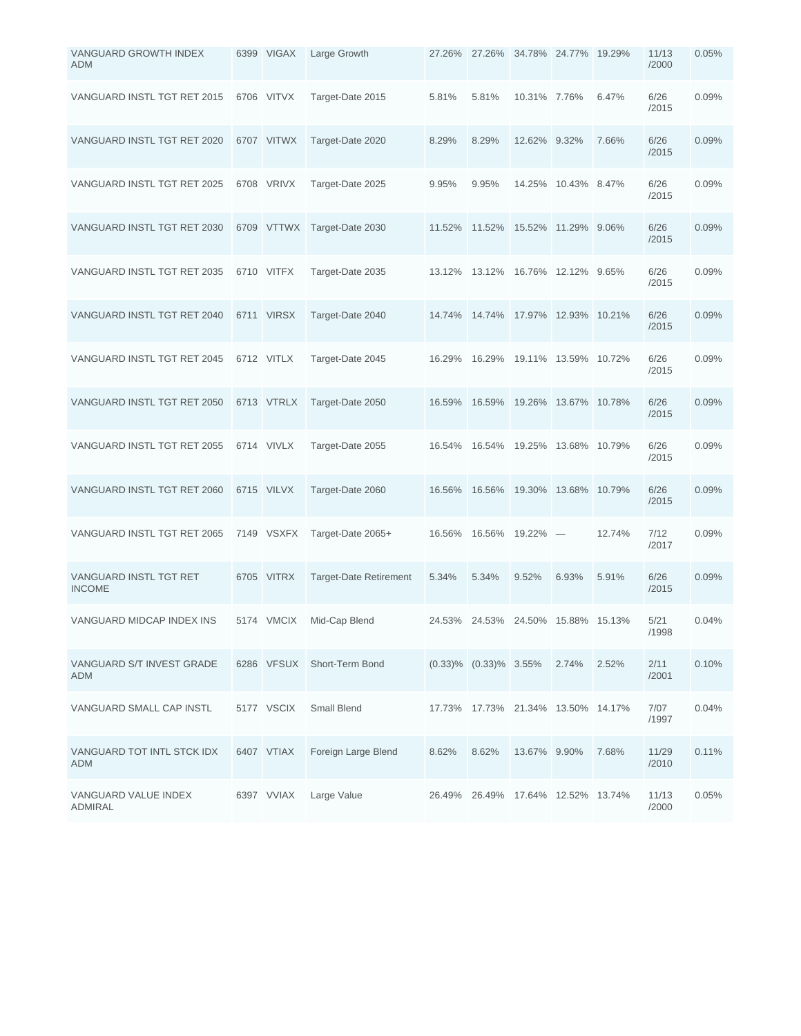| | | | | | | | | | |
|---|---|---|---|---|---|---|---|---|---|
| VANGUARD GROWTH INDEX ADM | 6399 | VIGAX | Large Growth | 27.26% | 27.26% | 34.78% | 24.77% | 19.29% | 11/13 /2000 | 0.05% |
| VANGUARD INSTL TGT RET 2015 | 6706 | VITVX | Target-Date 2015 | 5.81% | 5.81% | 10.31% | 7.76% | 6.47% | 6/26 /2015 | 0.09% |
| VANGUARD INSTL TGT RET 2020 | 6707 | VITWX | Target-Date 2020 | 8.29% | 8.29% | 12.62% | 9.32% | 7.66% | 6/26 /2015 | 0.09% |
| VANGUARD INSTL TGT RET 2025 | 6708 | VRIVX | Target-Date 2025 | 9.95% | 9.95% | 14.25% | 10.43% | 8.47% | 6/26 /2015 | 0.09% |
| VANGUARD INSTL TGT RET 2030 | 6709 | VTTWX | Target-Date 2030 | 11.52% | 11.52% | 15.52% | 11.29% | 9.06% | 6/26 /2015 | 0.09% |
| VANGUARD INSTL TGT RET 2035 | 6710 | VITFX | Target-Date 2035 | 13.12% | 13.12% | 16.76% | 12.12% | 9.65% | 6/26 /2015 | 0.09% |
| VANGUARD INSTL TGT RET 2040 | 6711 | VIRSX | Target-Date 2040 | 14.74% | 14.74% | 17.97% | 12.93% | 10.21% | 6/26 /2015 | 0.09% |
| VANGUARD INSTL TGT RET 2045 | 6712 | VITLX | Target-Date 2045 | 16.29% | 16.29% | 19.11% | 13.59% | 10.72% | 6/26 /2015 | 0.09% |
| VANGUARD INSTL TGT RET 2050 | 6713 | VTRLX | Target-Date 2050 | 16.59% | 16.59% | 19.26% | 13.67% | 10.78% | 6/26 /2015 | 0.09% |
| VANGUARD INSTL TGT RET 2055 | 6714 | VIVLX | Target-Date 2055 | 16.54% | 16.54% | 19.25% | 13.68% | 10.79% | 6/26 /2015 | 0.09% |
| VANGUARD INSTL TGT RET 2060 | 6715 | VILVX | Target-Date 2060 | 16.56% | 16.56% | 19.30% | 13.68% | 10.79% | 6/26 /2015 | 0.09% |
| VANGUARD INSTL TGT RET 2065 | 7149 | VSXFX | Target-Date 2065+ | 16.56% | 16.56% | 19.22% | — | 12.74% | 7/12 /2017 | 0.09% |
| VANGUARD INSTL TGT RET INCOME | 6705 | VITRX | Target-Date Retirement | 5.34% | 5.34% | 9.52% | 6.93% | 5.91% | 6/26 /2015 | 0.09% |
| VANGUARD MIDCAP INDEX INS | 5174 | VMCIX | Mid-Cap Blend | 24.53% | 24.53% | 24.50% | 15.88% | 15.13% | 5/21 /1998 | 0.04% |
| VANGUARD S/T INVEST GRADE ADM | 6286 | VFSUX | Short-Term Bond | (0.33)% | (0.33)% | 3.55% | 2.74% | 2.52% | 2/11 /2001 | 0.10% |
| VANGUARD SMALL CAP INSTL | 5177 | VSCIX | Small Blend | 17.73% | 17.73% | 21.34% | 13.50% | 14.17% | 7/07 /1997 | 0.04% |
| VANGUARD TOT INTL STCK IDX ADM | 6407 | VTIAX | Foreign Large Blend | 8.62% | 8.62% | 13.67% | 9.90% | 7.68% | 11/29 /2010 | 0.11% |
| VANGUARD VALUE INDEX ADMIRAL | 6397 | VVIAX | Large Value | 26.49% | 26.49% | 17.64% | 12.52% | 13.74% | 11/13 /2000 | 0.05% |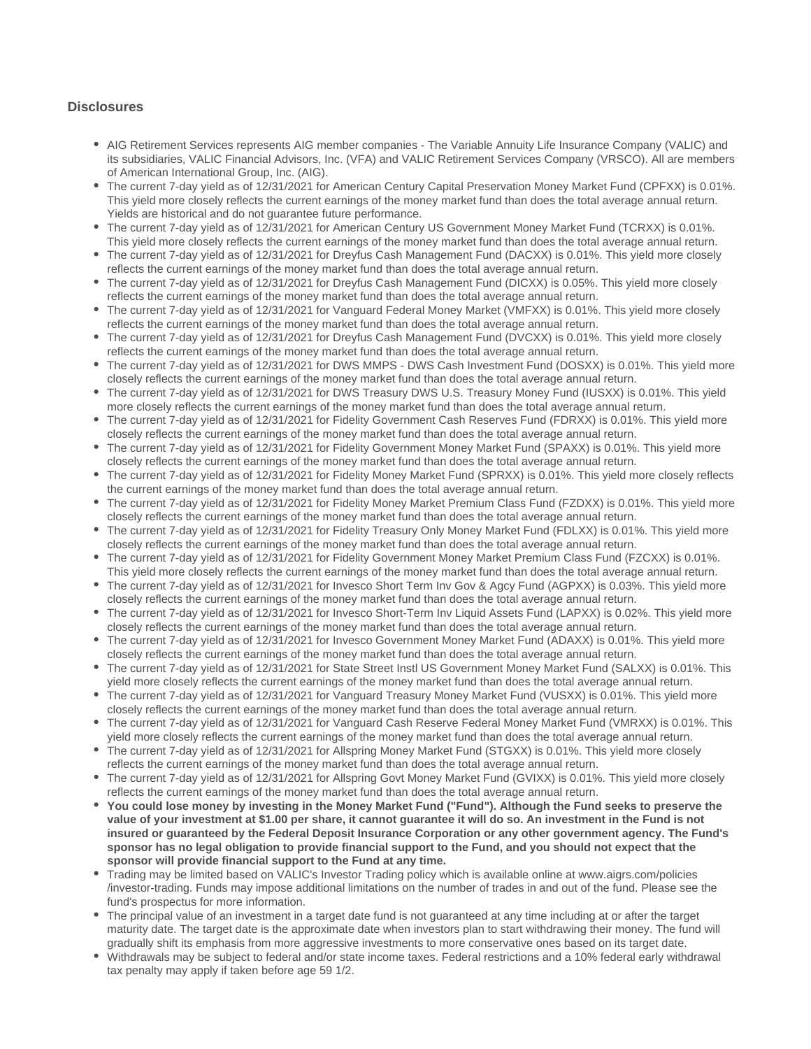## Disclosures

- AIG Retirement Services represents AIG member companies - The Variable Annuity Life Insurance Company (VALIC) and its subsidiaries, VALIC Financial Advisors, Inc. (VFA) and VALIC Retirement Services Company (VRSCO). All are members of American International Group, Inc. (AIG).
- The current 7-day yield as of 12/31/2021 for American Century Capital Preservation Money Market Fund (CPFXX) is 0.01%. This yield more closely reflects the current earnings of the money market fund than does the total average annual return. Yields are historical and do not guarantee future performance.
- The current 7-day yield as of 12/31/2021 for American Century US Government Money Market Fund (TCRXX) is 0.01%. This yield more closely reflects the current earnings of the money market fund than does the total average annual return.
- The current 7-day yield as of 12/31/2021 for Dreyfus Cash Management Fund (DACXX) is 0.01%. This yield more closely reflects the current earnings of the money market fund than does the total average annual return.
- The current 7-day yield as of 12/31/2021 for Dreyfus Cash Management Fund (DICXX) is 0.05%. This yield more closely reflects the current earnings of the money market fund than does the total average annual return.
- The current 7-day yield as of 12/31/2021 for Vanguard Federal Money Market (VMFXX) is 0.01%. This yield more closely reflects the current earnings of the money market fund than does the total average annual return.
- The current 7-day yield as of 12/31/2021 for Dreyfus Cash Management Fund (DVCXX) is 0.01%. This yield more closely reflects the current earnings of the money market fund than does the total average annual return.
- The current 7-day yield as of 12/31/2021 for DWS MMPS - DWS Cash Investment Fund (DOSXX) is 0.01%. This yield more closely reflects the current earnings of the money market fund than does the total average annual return.
- The current 7-day yield as of 12/31/2021 for DWS Treasury DWS U.S. Treasury Money Fund (IUSXX) is 0.01%. This yield more closely reflects the current earnings of the money market fund than does the total average annual return.
- The current 7-day yield as of 12/31/2021 for Fidelity Government Cash Reserves Fund (FDRXX) is 0.01%. This yield more closely reflects the current earnings of the money market fund than does the total average annual return.
- The current 7-day yield as of 12/31/2021 for Fidelity Government Money Market Fund (SPAXX) is 0.01%. This yield more closely reflects the current earnings of the money market fund than does the total average annual return.
- The current 7-day yield as of 12/31/2021 for Fidelity Money Market Fund (SPRXX) is 0.01%. This yield more closely reflects the current earnings of the money market fund than does the total average annual return.
- The current 7-day yield as of 12/31/2021 for Fidelity Money Market Premium Class Fund (FZDXX) is 0.01%. This yield more closely reflects the current earnings of the money market fund than does the total average annual return.
- The current 7-day yield as of 12/31/2021 for Fidelity Treasury Only Money Market Fund (FDLXX) is 0.01%. This yield more closely reflects the current earnings of the money market fund than does the total average annual return.
- The current 7-day yield as of 12/31/2021 for Fidelity Government Money Market Premium Class Fund (FZCXX) is 0.01%. This yield more closely reflects the current earnings of the money market fund than does the total average annual return.
- The current 7-day yield as of 12/31/2021 for Invesco Short Term Inv Gov & Agcy Fund (AGPXX) is 0.03%. This yield more closely reflects the current earnings of the money market fund than does the total average annual return.
- The current 7-day yield as of 12/31/2021 for Invesco Short-Term Inv Liquid Assets Fund (LAPXX) is 0.02%. This yield more closely reflects the current earnings of the money market fund than does the total average annual return.
- The current 7-day yield as of 12/31/2021 for Invesco Government Money Market Fund (ADAXX) is 0.01%. This yield more closely reflects the current earnings of the money market fund than does the total average annual return.
- The current 7-day yield as of 12/31/2021 for State Street Instl US Government Money Market Fund (SALXX) is 0.01%. This yield more closely reflects the current earnings of the money market fund than does the total average annual return.
- The current 7-day yield as of 12/31/2021 for Vanguard Treasury Money Market Fund (VUSXX) is 0.01%. This yield more closely reflects the current earnings of the money market fund than does the total average annual return.
- The current 7-day yield as of 12/31/2021 for Vanguard Cash Reserve Federal Money Market Fund (VMRXX) is 0.01%. This yield more closely reflects the current earnings of the money market fund than does the total average annual return.
- The current 7-day yield as of 12/31/2021 for Allspring Money Market Fund (STGXX) is 0.01%. This yield more closely reflects the current earnings of the money market fund than does the total average annual return.
- The current 7-day yield as of 12/31/2021 for Allspring Govt Money Market Fund (GVIXX) is 0.01%. This yield more closely reflects the current earnings of the money market fund than does the total average annual return.
- **You could lose money by investing in the Money Market Fund ("Fund"). Although the Fund seeks to preserve the value of your investment at $1.00 per share, it cannot guarantee it will do so. An investment in the Fund is not insured or guaranteed by the Federal Deposit Insurance Corporation or any other government agency. The Fund's sponsor has no legal obligation to provide financial support to the Fund, and you should not expect that the sponsor will provide financial support to the Fund at any time.**
- Trading may be limited based on VALIC's Investor Trading policy which is available online at www.aigrs.com/policies/investor-trading. Funds may impose additional limitations on the number of trades in and out of the fund. Please see the fund's prospectus for more information.
- The principal value of an investment in a target date fund is not guaranteed at any time including at or after the target maturity date. The target date is the approximate date when investors plan to start withdrawing their money. The fund will gradually shift its emphasis from more aggressive investments to more conservative ones based on its target date.
- Withdrawals may be subject to federal and/or state income taxes. Federal restrictions and a 10% federal early withdrawal tax penalty may apply if taken before age 59 1/2.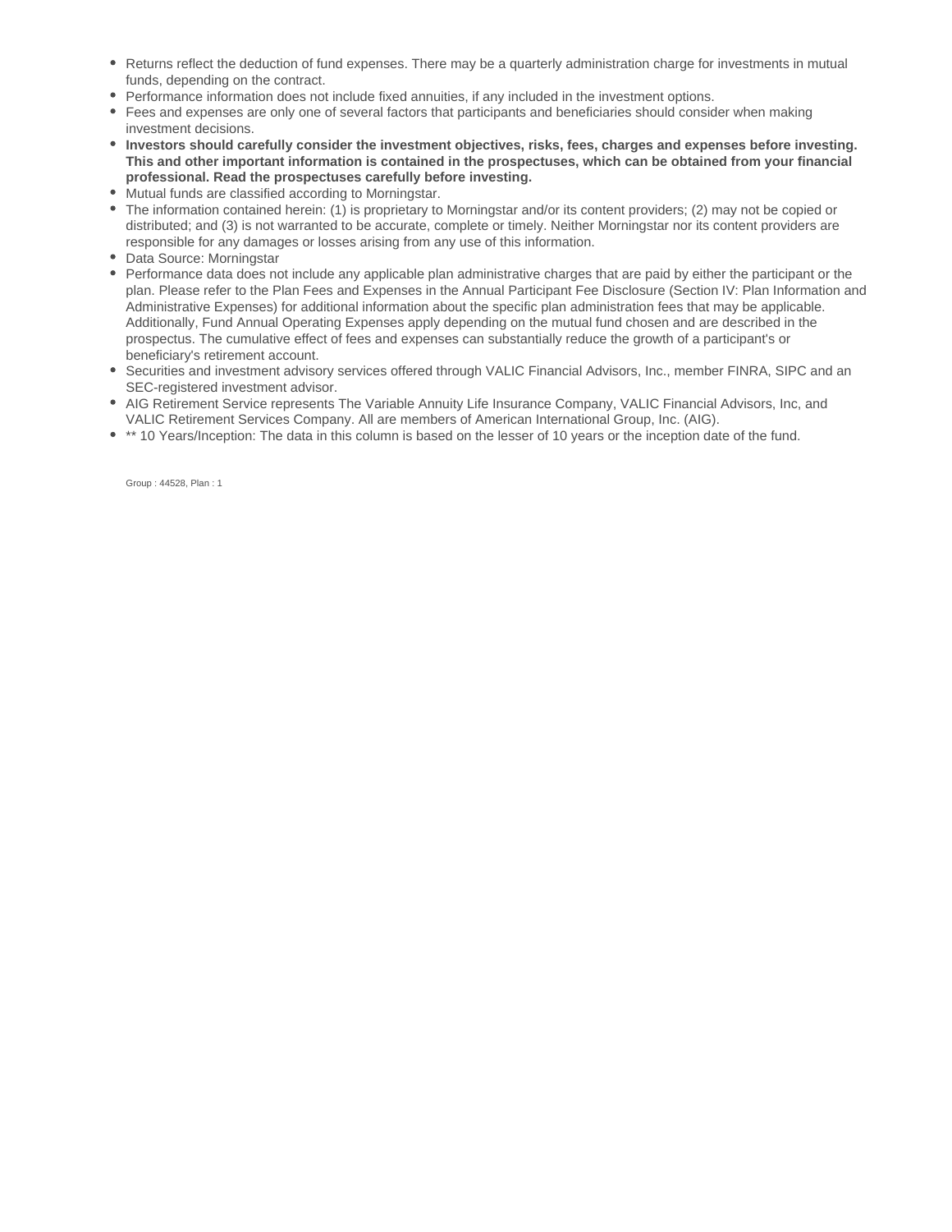- Returns reflect the deduction of fund expenses. There may be a quarterly administration charge for investments in mutual funds, depending on the contract.
- Performance information does not include fixed annuities, if any included in the investment options.
- Fees and expenses are only one of several factors that participants and beneficiaries should consider when making investment decisions.
- **Investors should carefully consider the investment objectives, risks, fees, charges and expenses before investing. This and other important information is contained in the prospectuses, which can be obtained from your financial professional. Read the prospectuses carefully before investing.**
- Mutual funds are classified according to Morningstar.
- The information contained herein: (1) is proprietary to Morningstar and/or its content providers; (2) may not be copied or distributed; and (3) is not warranted to be accurate, complete or timely. Neither Morningstar nor its content providers are responsible for any damages or losses arising from any use of this information.
- Data Source: Morningstar
- Performance data does not include any applicable plan administrative charges that are paid by either the participant or the plan. Please refer to the Plan Fees and Expenses in the Annual Participant Fee Disclosure (Section IV: Plan Information and Administrative Expenses) for additional information about the specific plan administration fees that may be applicable. Additionally, Fund Annual Operating Expenses apply depending on the mutual fund chosen and are described in the prospectus. The cumulative effect of fees and expenses can substantially reduce the growth of a participant's or beneficiary's retirement account.
- Securities and investment advisory services offered through VALIC Financial Advisors, Inc., member FINRA, SIPC and an SEC-registered investment advisor.
- AIG Retirement Service represents The Variable Annuity Life Insurance Company, VALIC Financial Advisors, Inc, and VALIC Retirement Services Company. All are members of American International Group, Inc. (AIG).
- ** 10 Years/Inception: The data in this column is based on the lesser of 10 years or the inception date of the fund.

Group : 44528, Plan : 1